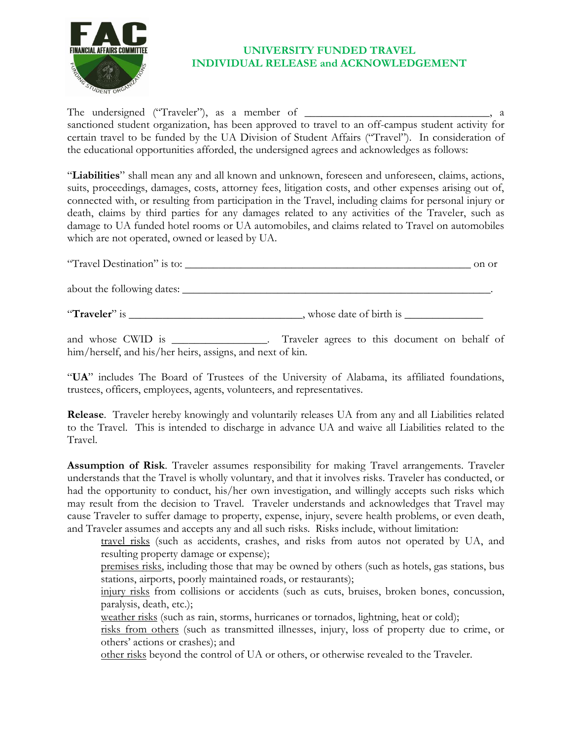# UNIVERSITY FUNDED TRAVEL
# INDIVIDUAL RELEASE and ACKNOWLEDGEMENT

The undersigned ("Traveler"), as a member of ________________________________, a sanctioned student organization, has been approved to travel to an off-campus student activity for certain travel to be funded by the UA Division of Student Affairs ("Travel"). In consideration of the educational opportunities afforded, the undersigned agrees and acknowledges as follows:

"**Liabilities**" shall mean any and all known and unknown, foreseen and unforeseen, claims, actions, suits, proceedings, damages, costs, attorney fees, litigation costs, and other expenses arising out of, connected with, or resulting from participation in the Travel, including claims for personal injury or death, claims by third parties for any damages related to any activities of the Traveler, such as damage to UA funded hotel rooms or UA automobiles, and claims related to Travel on automobiles which are not operated, owned or leased by UA.

"Travel Destination" is to: ____________________________________________________ on or

about the following dates: ______________________________________________________.

"**Traveler**" is ______________________________, whose date of birth is _____________

and whose CWID is ________________. Traveler agrees to this document on behalf of him/herself, and his/her heirs, assigns, and next of kin.

"**UA**" includes The Board of Trustees of the University of Alabama, its affiliated foundations, trustees, officers, employees, agents, volunteers, and representatives.

**Release**. Traveler hereby knowingly and voluntarily releases UA from any and all Liabilities related to the Travel. This is intended to discharge in advance UA and waive all Liabilities related to the Travel.

**Assumption of Risk**. Traveler assumes responsibility for making Travel arrangements. Traveler understands that the Travel is wholly voluntary, and that it involves risks. Traveler has conducted, or had the opportunity to conduct, his/her own investigation, and willingly accepts such risks which may result from the decision to Travel. Traveler understands and acknowledges that Travel may cause Traveler to suffer damage to property, expense, injury, severe health problems, or even death, and Traveler assumes and accepts any and all such risks. Risks include, without limitation:

travel risks (such as accidents, crashes, and risks from autos not operated by UA, and resulting property damage or expense);

premises risks, including those that may be owned by others (such as hotels, gas stations, bus stations, airports, poorly maintained roads, or restaurants);

injury risks from collisions or accidents (such as cuts, bruises, broken bones, concussion, paralysis, death, etc.);

weather risks (such as rain, storms, hurricanes or tornados, lightning, heat or cold);

risks from others (such as transmitted illnesses, injury, loss of property due to crime, or others' actions or crashes); and

other risks beyond the control of UA or others, or otherwise revealed to the Traveler.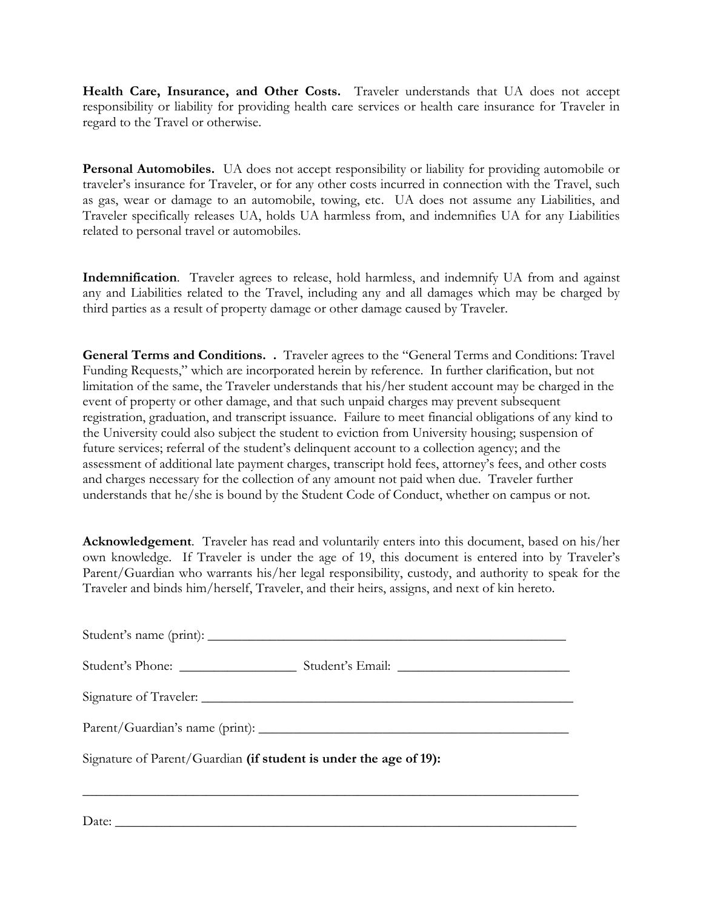**Health Care, Insurance, and Other Costs.** Traveler understands that UA does not accept responsibility or liability for providing health care services or health care insurance for Traveler in regard to the Travel or otherwise.

**Personal Automobiles.** UA does not accept responsibility or liability for providing automobile or traveler's insurance for Traveler, or for any other costs incurred in connection with the Travel, such as gas, wear or damage to an automobile, towing, etc. UA does not assume any Liabilities, and Traveler specifically releases UA, holds UA harmless from, and indemnifies UA for any Liabilities related to personal travel or automobiles.

**Indemnification**. Traveler agrees to release, hold harmless, and indemnify UA from and against any and Liabilities related to the Travel, including any and all damages which may be charged by third parties as a result of property damage or other damage caused by Traveler.

**General Terms and Conditions. .** Traveler agrees to the "General Terms and Conditions: Travel Funding Requests," which are incorporated herein by reference. In further clarification, but not limitation of the same, the Traveler understands that his/her student account may be charged in the event of property or other damage, and that such unpaid charges may prevent subsequent registration, graduation, and transcript issuance. Failure to meet financial obligations of any kind to the University could also subject the student to eviction from University housing; suspension of future services; referral of the student's delinquent account to a collection agency; and the assessment of additional late payment charges, transcript hold fees, attorney's fees, and other costs and charges necessary for the collection of any amount not paid when due. Traveler further understands that he/she is bound by the Student Code of Conduct, whether on campus or not.

**Acknowledgement**. Traveler has read and voluntarily enters into this document, based on his/her own knowledge. If Traveler is under the age of 19, this document is entered into by Traveler's Parent/Guardian who warrants his/her legal responsibility, custody, and authority to speak for the Traveler and binds him/herself, Traveler, and their heirs, assigns, and next of kin hereto.

Student's name (print): ____________________________________________________

Student's Phone: ________________ Student's Email: ________________________

Signature of Traveler: ______________________________________________________

Parent/Guardian's name (print): ___________________________________________

Signature of Parent/Guardian **(if student is under the age of 19):**

______________________________________________________________________

Date: _________________________________________________________________